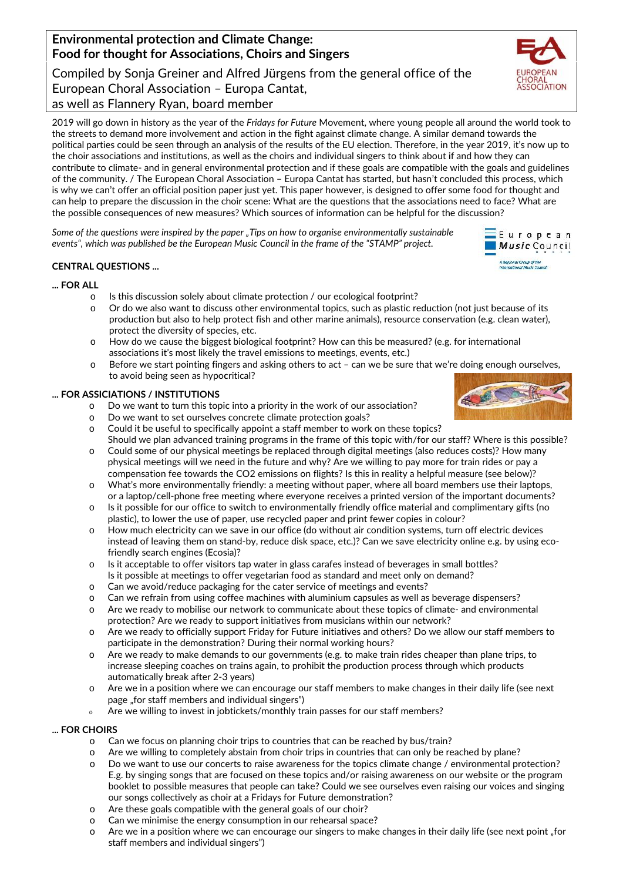# Environmental protection and Climate Change: Food for thought for Associations, Choirs and Singers

Compiled by Sonja Greiner and Alfred Jürgens from the general office of the European Choral Association – Europa Cantat, as well as Flannery Ryan, board member

2019 will go down in history as the year of the *Fridays for Future* Movement, where young people all around the world took to the streets to demand more involvement and action in the fight against climate change. A similar demand towards the political parties could be seen through an analysis of the results of the EU election. Therefore, in the year 2019, it's now up to the choir associations and institutions, as well as the choirs and individual singers to think about if and how they can contribute to climate- and in general environmental protection and if these goals are compatible with the goals and guidelines of the community. / The European Choral Association – Europa Cantat has started, but hasn't concluded this process, which is why we can't offer an official position paper just yet. This paper however, is designed to offer some food for thought and can help to prepare the discussion in the choir scene: What are the questions that the associations need to face? What are the possible consequences of new measures? Which sources of information can be helpful for the discussion?

*Some of the questions were inspired by the paper „Tips on how to organise environmentally sustainable events", which was published be the European Music Council in the frame of the "STAMP" project.*

**CENTRAL QUESTIONS ...**

**... FOR ALL**

- Is this discussion solely about climate protection / our ecological footprint?
- Or do we also want to discuss other environmental topics, such as plastic reduction (not just because of its production but also to help protect fish and other marine animals), resource conservation (e.g. clean water), protect the diversity of species, etc.
- How do we cause the biggest biological footprint? How can this be measured? (e.g. for international associations it's most likely the travel emissions to meetings, events, etc.)
- Before we start pointing fingers and asking others to act – can we be sure that we're doing enough ourselves, to avoid being seen as hypocritical?

**... FOR ASSICIATIONS / INSTITUTIONS**

- Do we want to turn this topic into a priority in the work of our association?
- Do we want to set ourselves concrete climate protection goals?
- Could it be useful to specifically appoint a staff member to work on these topics? Should we plan advanced training programs in the frame of this topic with/for our staff? Where is this possible?
- Could some of our physical meetings be replaced through digital meetings (also reduces costs)? How many physical meetings will we need in the future and why? Are we willing to pay more for train rides or pay a compensation fee towards the CO2 emissions on flights? Is this in reality a helpful measure (see below)?
- What's more environmentally friendly: a meeting without paper, where all board members use their laptops, or a laptop/cell-phone free meeting where everyone receives a printed version of the important documents?
- Is it possible for our office to switch to environmentally friendly office material and complimentary gifts (no plastic), to lower the use of paper, use recycled paper and print fewer copies in colour?
- How much electricity can we save in our office (do without air condition systems, turn off electric devices instead of leaving them on stand-by, reduce disk space, etc.)? Can we save electricity online e.g. by using eco-friendly search engines (Ecosia)?
- Is it acceptable to offer visitors tap water in glass carafes instead of beverages in small bottles? Is it possible at meetings to offer vegetarian food as standard and meet only on demand?
- Can we avoid/reduce packaging for the cater service of meetings and events?
- Can we refrain from using coffee machines with aluminium capsules as well as beverage dispensers?
- Are we ready to mobilise our network to communicate about these topics of climate- and environmental protection? Are we ready to support initiatives from musicians within our network?
- Are we ready to officially support Friday for Future initiatives and others? Do we allow our staff members to participate in the demonstration? During their normal working hours?
- Are we ready to make demands to our governments (e.g. to make train rides cheaper than plane trips, to increase sleeping coaches on trains again, to prohibit the production process through which products automatically break after 2-3 years)
- Are we in a position where we can encourage our staff members to make changes in their daily life (see next page „for staff members and individual singers")
- Are we willing to invest in jobtickets/monthly train passes for our staff members?

**... FOR CHOIRS**

- Can we focus on planning choir trips to countries that can be reached by bus/train?
- Are we willing to completely abstain from choir trips in countries that can only be reached by plane?
- Do we want to use our concerts to raise awareness for the topics climate change / environmental protection? E.g. by singing songs that are focused on these topics and/or raising awareness on our website or the program booklet to possible measures that people can take? Could we see ourselves even raising our voices and singing our songs collectively as choir at a Fridays for Future demonstration?
- Are these goals compatible with the general goals of our choir?
- Can we minimise the energy consumption in our rehearsal space?
- Are we in a position where we can encourage our singers to make changes in their daily life (see next point „for staff members and individual singers")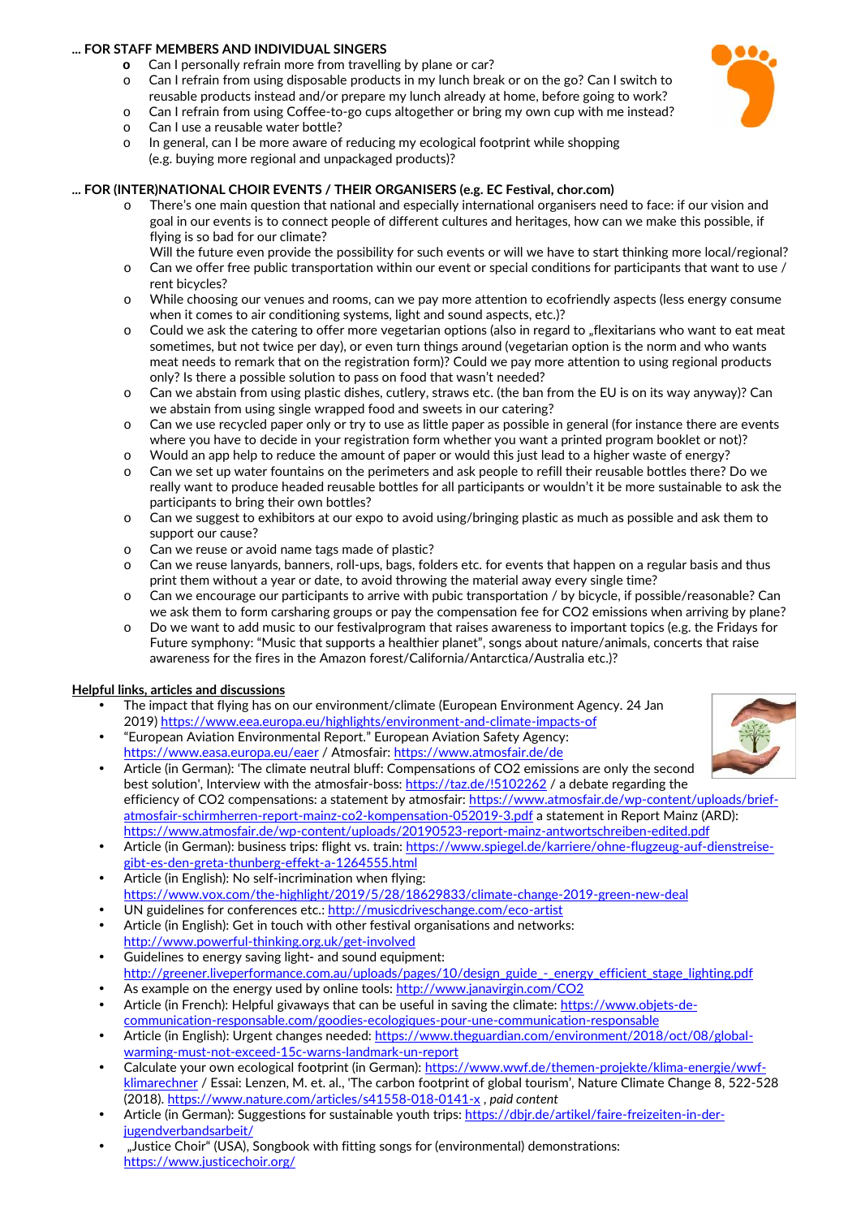**... FOR STAFF MEMBERS AND INDIVIDUAL SINGERS**

- Can I personally refrain more from travelling by plane or car?
- Can I refrain from using disposable products in my lunch break or on the go? Can I switch to reusable products instead and/or prepare my lunch already at home, before going to work?
- Can I refrain from using Coffee-to-go cups altogether or bring my own cup with me instead?
- Can I use a reusable water bottle?
- In general, can I be more aware of reducing my ecological footprint while shopping (e.g. buying more regional and unpackaged products)?

**... FOR (INTER)NATIONAL CHOIR EVENTS / THEIR ORGANISERS (e.g. EC Festival, chor.com)**

- There's one main question that national and especially international organisers need to face: if our vision and goal in our events is to connect people of different cultures and heritages, how can we make this possible, if flying is so bad for our climate?
  Will the future even provide the possibility for such events or will we have to start thinking more local/regional?
- Can we offer free public transportation within our event or special conditions for participants that want to use / rent bicycles?
- While choosing our venues and rooms, can we pay more attention to ecofriendly aspects (less energy consume when it comes to air conditioning systems, light and sound aspects, etc.)?
- Could we ask the catering to offer more vegetarian options (also in regard to „flexitarians who want to eat meat sometimes, but not twice per day), or even turn things around (vegetarian option is the norm and who wants meat needs to remark that on the registration form)? Could we pay more attention to using regional products only? Is there a possible solution to pass on food that wasn't needed?
- Can we abstain from using plastic dishes, cutlery, straws etc. (the ban from the EU is on its way anyway)? Can we abstain from using single wrapped food and sweets in our catering?
- Can we use recycled paper only or try to use as little paper as possible in general (for instance there are events where you have to decide in your registration form whether you want a printed program booklet or not)?
- Would an app help to reduce the amount of paper or would this just lead to a higher waste of energy?
- Can we set up water fountains on the perimeters and ask people to refill their reusable bottles there? Do we really want to produce headed reusable bottles for all participants or wouldn't it be more sustainable to ask the participants to bring their own bottles?
- Can we suggest to exhibitors at our expo to avoid using/bringing plastic as much as possible and ask them to support our cause?
- Can we reuse or avoid name tags made of plastic?
- Can we reuse lanyards, banners, roll-ups, bags, folders etc. for events that happen on a regular basis and thus print them without a year or date, to avoid throwing the material away every single time?
- Can we encourage our participants to arrive with pubic transportation / by bicycle, if possible/reasonable? Can we ask them to form carsharing groups or pay the compensation fee for CO2 emissions when arriving by plane?
- Do we want to add music to our festivalprogram that raises awareness to important topics (e.g. the Fridays for Future symphony: "Music that supports a healthier planet", songs about nature/animals, concerts that raise awareness for the fires in the Amazon forest/California/Antarctica/Australia etc.)?

**Helpful links, articles and discussions**

- The impact that flying has on our environment/climate (European Environment Agency. 24 Jan 2019) https://www.eea.europa.eu/highlights/environment-and-climate-impacts-of
- "European Aviation Environmental Report." European Aviation Safety Agency: https://www.easa.europa.eu/eaer / Atmosfair: https://www.atmosfair.de/de
- Article (in German): 'The climate neutral bluff: Compensations of CO2 emissions are only the second best solution', Interview with the atmosfair-boss: https://taz.de/!5102262 / a debate regarding the efficiency of CO2 compensations: a statement by atmosfair: https://www.atmosfair.de/wp-content/uploads/brief-atmosfair-schirmherren-report-mainz-co2-kompensation-052019-3.pdf a statement in Report Mainz (ARD): https://www.atmosfair.de/wp-content/uploads/20190523-report-mainz-antwortschreiben-edited.pdf
- Article (in German): business trips: flight vs. train: https://www.spiegel.de/karriere/ohne-flugzeug-auf-dienstreise-gibt-es-den-greta-thunberg-effekt-a-1264555.html
- Article (in English): No self-incrimination when flying: https://www.vox.com/the-highlight/2019/5/28/18629833/climate-change-2019-green-new-deal
- UN guidelines for conferences etc.: http://musicdriveschange.com/eco-artist
- Article (in English): Get in touch with other festival organisations and networks: http://www.powerful-thinking.org.uk/get-involved
- Guidelines to energy saving light- and sound equipment: http://greener.liveperformance.com.au/uploads/pages/10/design_guide_-_energy_efficient_stage_lighting.pdf
- As example on the energy used by online tools: http://www.janavirgin.com/CO2
- Article (in French): Helpful givaways that can be useful in saving the climate: https://www.objets-de-communication-responsable.com/goodies-ecologiques-pour-une-communication-responsable
- Article (in English): Urgent changes needed: https://www.theguardian.com/environment/2018/oct/08/global-warming-must-not-exceed-15c-warns-landmark-un-report
- Calculate your own ecological footprint (in German): https://www.wwf.de/themen-projekte/klima-energie/wwf-klimarechner / Essai: Lenzen, M. et. al., 'The carbon footprint of global tourism', Nature Climate Change 8, 522-528 (2018). https://www.nature.com/articles/s41558-018-0141-x , *paid content*
- Article (in German): Suggestions for sustainable youth trips: https://dbjr.de/artikel/faire-freizeiten-in-der-jugendverbandsarbeit/
- „Justice Choir" (USA), Songbook with fitting songs for (environmental) demonstrations: https://www.justicechoir.org/